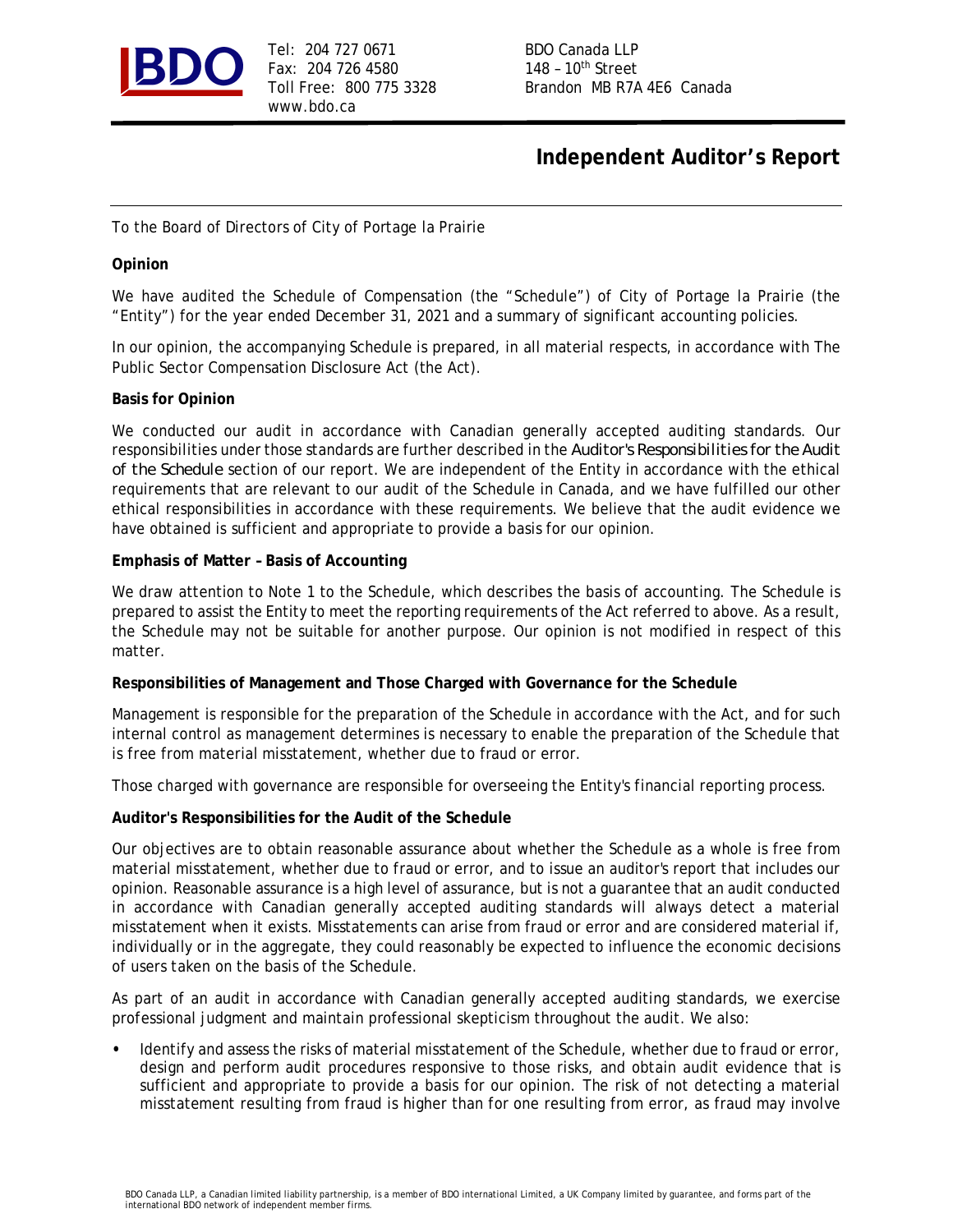Tel: 204 727 0671
Fax: 204 726 4580
Toll Free: 800 775 3328
www.bdo.ca

BDO Canada LLP
148 – 10th Street
Brandon MB R7A 4E6 Canada

# Independent Auditor's Report

To the Board of Directors of City of Portage la Prairie

**Opinion**

We have audited the Schedule of Compensation (the "Schedule") of City of Portage la Prairie (the "Entity") for the year ended December 31, 2021 and a summary of significant accounting policies.

In our opinion, the accompanying Schedule is prepared, in all material respects, in accordance with The Public Sector Compensation Disclosure Act (the Act).

**Basis for Opinion**

We conducted our audit in accordance with Canadian generally accepted auditing standards. Our responsibilities under those standards are further described in the *Auditor's Responsibilities for the Audit of the Schedule* section of our report. We are independent of the Entity in accordance with the ethical requirements that are relevant to our audit of the Schedule in Canada, and we have fulfilled our other ethical responsibilities in accordance with these requirements. We believe that the audit evidence we have obtained is sufficient and appropriate to provide a basis for our opinion.

**Emphasis of Matter – Basis of Accounting**

We draw attention to Note 1 to the Schedule, which describes the basis of accounting. The Schedule is prepared to assist the Entity to meet the reporting requirements of the Act referred to above. As a result, the Schedule may not be suitable for another purpose. Our opinion is not modified in respect of this matter.

**Responsibilities of Management and Those Charged with Governance for the Schedule**

Management is responsible for the preparation of the Schedule in accordance with the Act, and for such internal control as management determines is necessary to enable the preparation of the Schedule that is free from material misstatement, whether due to fraud or error.

Those charged with governance are responsible for overseeing the Entity's financial reporting process.

**Auditor's Responsibilities for the Audit of the Schedule**

Our objectives are to obtain reasonable assurance about whether the Schedule as a whole is free from material misstatement, whether due to fraud or error, and to issue an auditor's report that includes our opinion. Reasonable assurance is a high level of assurance, but is not a guarantee that an audit conducted in accordance with Canadian generally accepted auditing standards will always detect a material misstatement when it exists. Misstatements can arise from fraud or error and are considered material if, individually or in the aggregate, they could reasonably be expected to influence the economic decisions of users taken on the basis of the Schedule.

As part of an audit in accordance with Canadian generally accepted auditing standards, we exercise professional judgment and maintain professional skepticism throughout the audit. We also:

- Identify and assess the risks of material misstatement of the Schedule, whether due to fraud or error, design and perform audit procedures responsive to those risks, and obtain audit evidence that is sufficient and appropriate to provide a basis for our opinion. The risk of not detecting a material misstatement resulting from fraud is higher than for one resulting from error, as fraud may involve

BDO Canada LLP, a Canadian limited liability partnership, is a member of BDO International Limited, a UK Company limited by guarantee, and forms part of the international BDO network of independent member firms.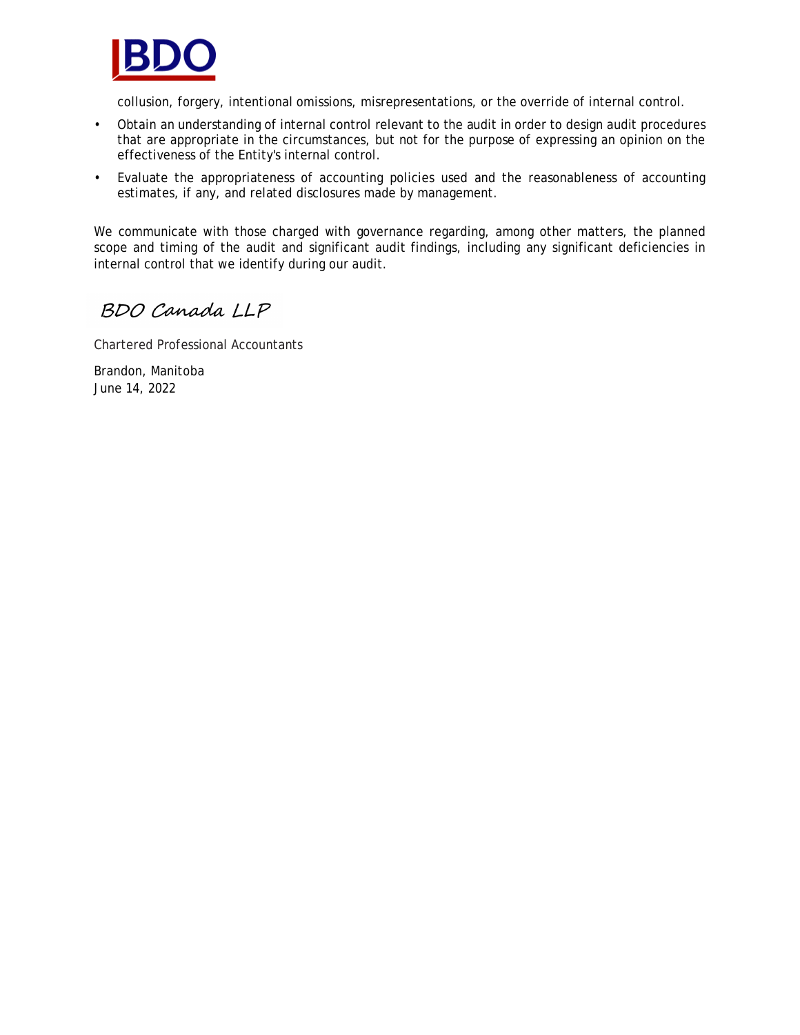collusion, forgery, intentional omissions, misrepresentations, or the override of internal control.

- Obtain an understanding of internal control relevant to the audit in order to design audit procedures that are appropriate in the circumstances, but not for the purpose of expressing an opinion on the effectiveness of the Entity's internal control.
- Evaluate the appropriateness of accounting policies used and the reasonableness of accounting estimates, if any, and related disclosures made by management.

We communicate with those charged with governance regarding, among other matters, the planned scope and timing of the audit and significant audit findings, including any significant deficiencies in internal control that we identify during our audit.

BDO Canada LLP

Chartered Professional Accountants

Brandon, Manitoba
June 14, 2022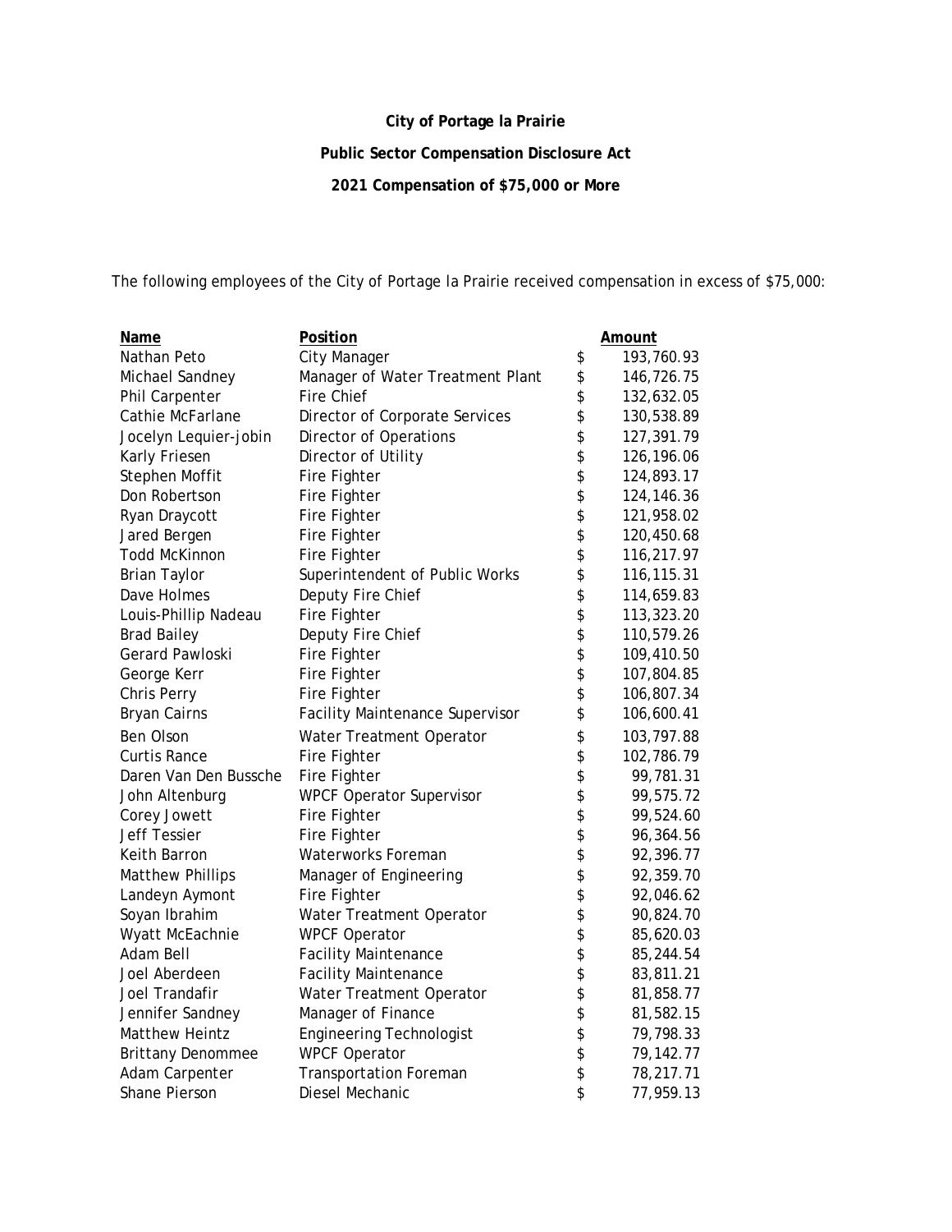**City of Portage la Prairie**

**Public Sector Compensation Disclosure Act**

**2021 Compensation of $75,000 or More**

The following employees of the City of Portage la Prairie received compensation in excess of $75,000:

| Name | Position | Amount |
|---|---|---|
| Nathan Peto | City Manager | $ 193,760.93 |
| Michael Sandney | Manager of Water Treatment Plant | $ 146,726.75 |
| Phil Carpenter | Fire Chief | $ 132,632.05 |
| Cathie McFarlane | Director of Corporate Services | $ 130,538.89 |
| Jocelyn Lequier-jobin | Director of Operations | $ 127,391.79 |
| Karly Friesen | Director of Utility | $ 126,196.06 |
| Stephen Moffit | Fire Fighter | $ 124,893.17 |
| Don Robertson | Fire Fighter | $ 124,146.36 |
| Ryan Draycott | Fire Fighter | $ 121,958.02 |
| Jared Bergen | Fire Fighter | $ 120,450.68 |
| Todd McKinnon | Fire Fighter | $ 116,217.97 |
| Brian Taylor | Superintendent of Public Works | $ 116,115.31 |
| Dave Holmes | Deputy Fire Chief | $ 114,659.83 |
| Louis-Phillip Nadeau | Fire Fighter | $ 113,323.20 |
| Brad Bailey | Deputy Fire Chief | $ 110,579.26 |
| Gerard Pawloski | Fire Fighter | $ 109,410.50 |
| George Kerr | Fire Fighter | $ 107,804.85 |
| Chris Perry | Fire Fighter | $ 106,807.34 |
| Bryan Cairns | Facility Maintenance Supervisor | $ 106,600.41 |
| Ben Olson | Water Treatment Operator | $ 103,797.88 |
| Curtis Rance | Fire Fighter | $ 102,786.79 |
| Daren Van Den Bussche | Fire Fighter | $ 99,781.31 |
| John Altenburg | WPCF Operator Supervisor | $ 99,575.72 |
| Corey Jowett | Fire Fighter | $ 99,524.60 |
| Jeff Tessier | Fire Fighter | $ 96,364.56 |
| Keith Barron | Waterworks Foreman | $ 92,396.77 |
| Matthew Phillips | Manager of Engineering | $ 92,359.70 |
| Landeyn Aymont | Fire Fighter | $ 92,046.62 |
| Soyan Ibrahim | Water Treatment Operator | $ 90,824.70 |
| Wyatt McEachnie | WPCF Operator | $ 85,620.03 |
| Adam Bell | Facility Maintenance | $ 85,244.54 |
| Joel Aberdeen | Facility Maintenance | $ 83,811.21 |
| Joel Trandafir | Water Treatment Operator | $ 81,858.77 |
| Jennifer Sandney | Manager of Finance | $ 81,582.15 |
| Matthew Heintz | Engineering Technologist | $ 79,798.33 |
| Brittany Denommee | WPCF Operator | $ 79,142.77 |
| Adam Carpenter | Transportation Foreman | $ 78,217.71 |
| Shane Pierson | Diesel Mechanic | $ 77,959.13 |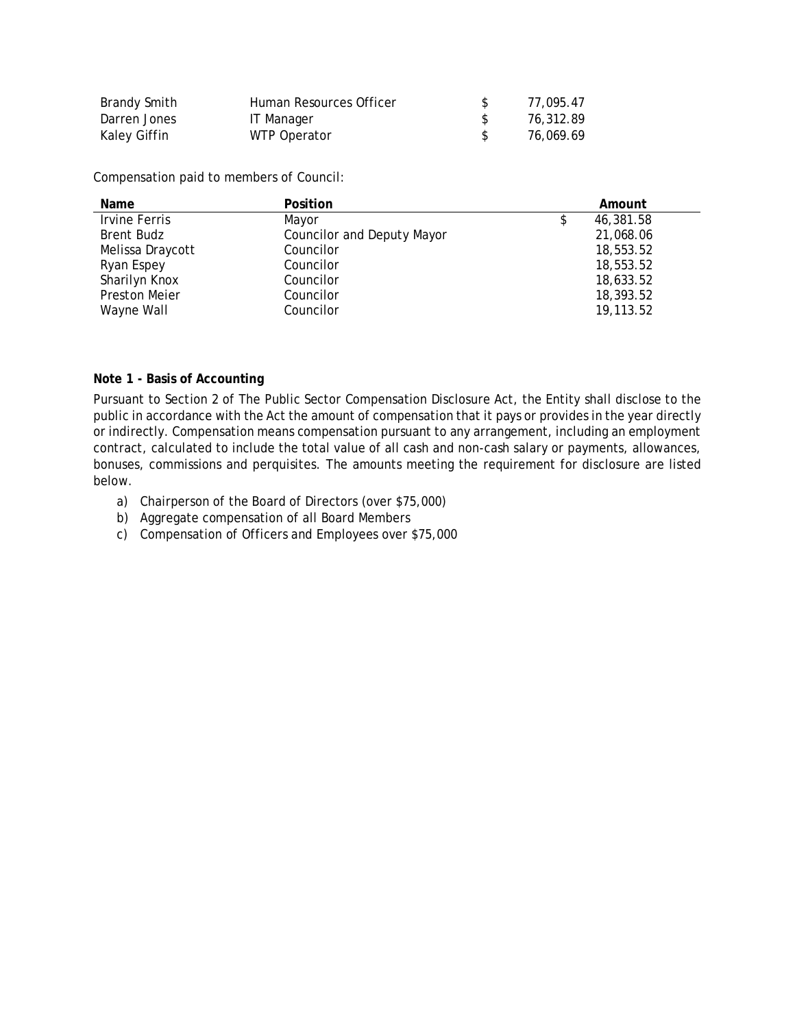| | | |
|---|---|---|
| Brandy Smith | Human Resources Officer | $ 77,095.47 |
| Darren Jones | IT Manager | $ 76,312.89 |
| Kaley Giffin | WTP Operator | $ 76,069.69 |

Compensation paid to members of Council:

| Name | Position | Amount |
|---|---|---|
| Irvine Ferris | Mayor | $ 46,381.58 |
| Brent Budz | Councilor and Deputy Mayor | 21,068.06 |
| Melissa Draycott | Councilor | 18,553.52 |
| Ryan Espey | Councilor | 18,553.52 |
| Sharilyn Knox | Councilor | 18,633.52 |
| Preston Meier | Councilor | 18,393.52 |
| Wayne Wall | Councilor | 19,113.52 |

**Note 1 - Basis of Accounting**

Pursuant to Section 2 of The Public Sector Compensation Disclosure Act, the Entity shall disclose to the public in accordance with the Act the amount of compensation that it pays or provides in the year directly or indirectly. Compensation means compensation pursuant to any arrangement, including an employment contract, calculated to include the total value of all cash and non-cash salary or payments, allowances, bonuses, commissions and perquisites. The amounts meeting the requirement for disclosure are listed below.

a) Chairperson of the Board of Directors (over $75,000)
b) Aggregate compensation of all Board Members
c) Compensation of Officers and Employees over $75,000